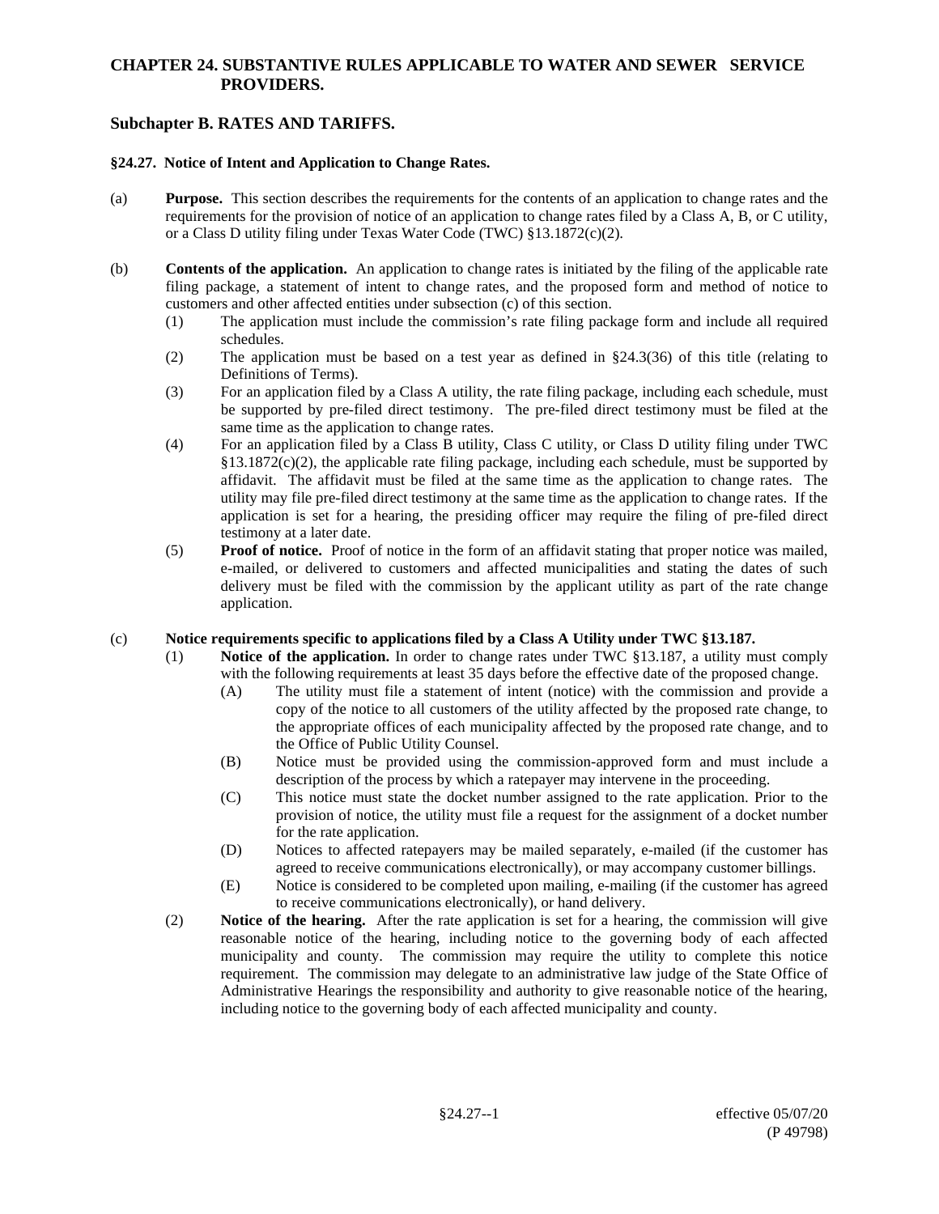# CHAPTER 24. SUBSTANTIVE RULES APPLICABLE TO WATER AND SEWER SERVICE PROVIDERS.

## Subchapter B. RATES AND TARIFFS.

### §24.27. Notice of Intent and Application to Change Rates.

(a) **Purpose.** This section describes the requirements for the contents of an application to change rates and the requirements for the provision of notice of an application to change rates filed by a Class A, B, or C utility, or a Class D utility filing under Texas Water Code (TWC) §13.1872(c)(2).

(b) **Contents of the application.** An application to change rates is initiated by the filing of the applicable rate filing package, a statement of intent to change rates, and the proposed form and method of notice to customers and other affected entities under subsection (c) of this section.

- (1) The application must include the commission's rate filing package form and include all required schedules.
- (2) The application must be based on a test year as defined in §24.3(36) of this title (relating to Definitions of Terms).
- (3) For an application filed by a Class A utility, the rate filing package, including each schedule, must be supported by pre-filed direct testimony. The pre-filed direct testimony must be filed at the same time as the application to change rates.
- (4) For an application filed by a Class B utility, Class C utility, or Class D utility filing under TWC §13.1872(c)(2), the applicable rate filing package, including each schedule, must be supported by affidavit. The affidavit must be filed at the same time as the application to change rates. The utility may file pre-filed direct testimony at the same time as the application to change rates. If the application is set for a hearing, the presiding officer may require the filing of pre-filed direct testimony at a later date.
- (5) **Proof of notice.** Proof of notice in the form of an affidavit stating that proper notice was mailed, e-mailed, or delivered to customers and affected municipalities and stating the dates of such delivery must be filed with the commission by the applicant utility as part of the rate change application.

(c) **Notice requirements specific to applications filed by a Class A Utility under TWC §13.187.**

- (1) **Notice of the application.** In order to change rates under TWC §13.187, a utility must comply with the following requirements at least 35 days before the effective date of the proposed change.
  - (A) The utility must file a statement of intent (notice) with the commission and provide a copy of the notice to all customers of the utility affected by the proposed rate change, to the appropriate offices of each municipality affected by the proposed rate change, and to the Office of Public Utility Counsel.
  - (B) Notice must be provided using the commission-approved form and must include a description of the process by which a ratepayer may intervene in the proceeding.
  - (C) This notice must state the docket number assigned to the rate application. Prior to the provision of notice, the utility must file a request for the assignment of a docket number for the rate application.
  - (D) Notices to affected ratepayers may be mailed separately, e-mailed (if the customer has agreed to receive communications electronically), or may accompany customer billings.
  - (E) Notice is considered to be completed upon mailing, e-mailing (if the customer has agreed to receive communications electronically), or hand delivery.
- (2) **Notice of the hearing.** After the rate application is set for a hearing, the commission will give reasonable notice of the hearing, including notice to the governing body of each affected municipality and county. The commission may require the utility to complete this notice requirement. The commission may delegate to an administrative law judge of the State Office of Administrative Hearings the responsibility and authority to give reasonable notice of the hearing, including notice to the governing body of each affected municipality and county.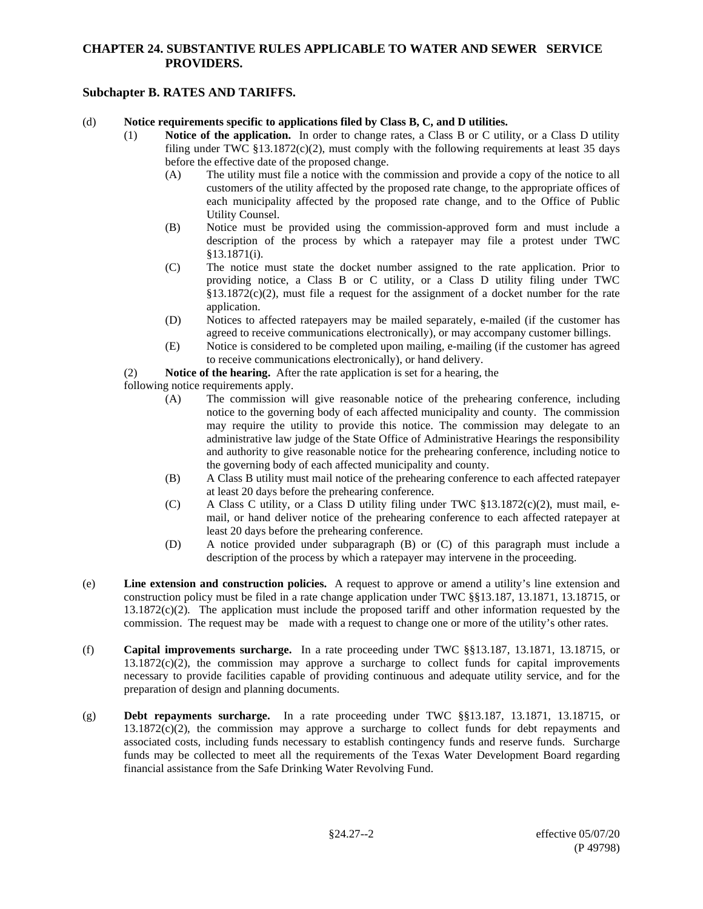## CHAPTER 24. SUBSTANTIVE RULES APPLICABLE TO WATER AND SEWER SERVICE PROVIDERS.

### Subchapter B. RATES AND TARIFFS.

(d) **Notice requirements specific to applications filed by Class B, C, and D utilities.**

(1) **Notice of the application.** In order to change rates, a Class B or C utility, or a Class D utility filing under TWC §13.1872(c)(2), must comply with the following requirements at least 35 days before the effective date of the proposed change.

(A) The utility must file a notice with the commission and provide a copy of the notice to all customers of the utility affected by the proposed rate change, to the appropriate offices of each municipality affected by the proposed rate change, and to the Office of Public Utility Counsel.

(B) Notice must be provided using the commission-approved form and must include a description of the process by which a ratepayer may file a protest under TWC §13.1871(i).

(C) The notice must state the docket number assigned to the rate application. Prior to providing notice, a Class B or C utility, or a Class D utility filing under TWC §13.1872(c)(2), must file a request for the assignment of a docket number for the rate application.

(D) Notices to affected ratepayers may be mailed separately, e-mailed (if the customer has agreed to receive communications electronically), or may accompany customer billings.

(E) Notice is considered to be completed upon mailing, e-mailing (if the customer has agreed to receive communications electronically), or hand delivery.

(2) **Notice of the hearing.** After the rate application is set for a hearing, the following notice requirements apply.

(A) The commission will give reasonable notice of the prehearing conference, including notice to the governing body of each affected municipality and county. The commission may require the utility to provide this notice. The commission may delegate to an administrative law judge of the State Office of Administrative Hearings the responsibility and authority to give reasonable notice for the prehearing conference, including notice to the governing body of each affected municipality and county.

(B) A Class B utility must mail notice of the prehearing conference to each affected ratepayer at least 20 days before the prehearing conference.

(C) A Class C utility, or a Class D utility filing under TWC §13.1872(c)(2), must mail, e-mail, or hand deliver notice of the prehearing conference to each affected ratepayer at least 20 days before the prehearing conference.

(D) A notice provided under subparagraph (B) or (C) of this paragraph must include a description of the process by which a ratepayer may intervene in the proceeding.

(e) **Line extension and construction policies.** A request to approve or amend a utility's line extension and construction policy must be filed in a rate change application under TWC §§13.187, 13.1871, 13.18715, or 13.1872(c)(2). The application must include the proposed tariff and other information requested by the commission. The request may be made with a request to change one or more of the utility's other rates.

(f) **Capital improvements surcharge.** In a rate proceeding under TWC §§13.187, 13.1871, 13.18715, or 13.1872(c)(2), the commission may approve a surcharge to collect funds for capital improvements necessary to provide facilities capable of providing continuous and adequate utility service, and for the preparation of design and planning documents.

(g) **Debt repayments surcharge.** In a rate proceeding under TWC §§13.187, 13.1871, 13.18715, or 13.1872(c)(2), the commission may approve a surcharge to collect funds for debt repayments and associated costs, including funds necessary to establish contingency funds and reserve funds. Surcharge funds may be collected to meet all the requirements of the Texas Water Development Board regarding financial assistance from the Safe Drinking Water Revolving Fund.